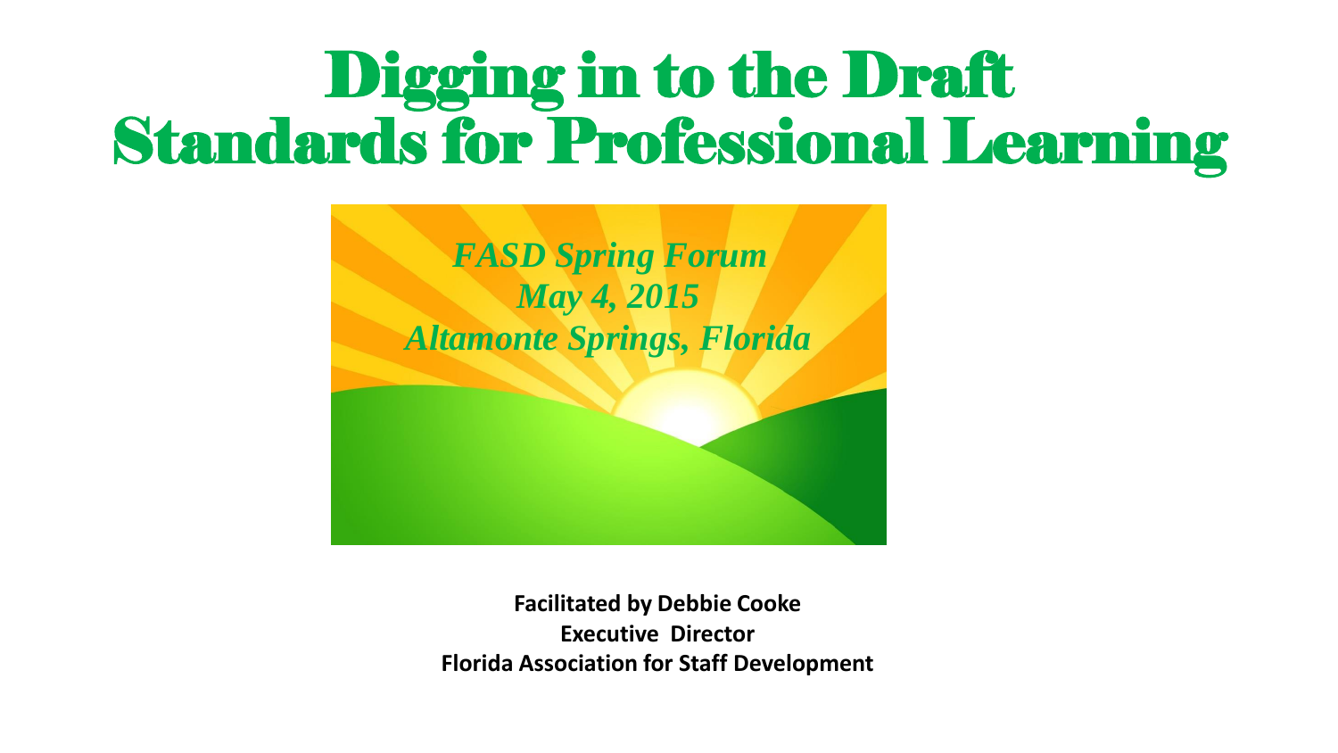# Digging in to the Draft Standards for Professional Learning

*FASD Spring Forum*
*May 4, 2015*
*Altamonte Springs, Florida*

**Facilitated by Debbie Cooke**
**Executive Director**
**Florida Association for Staff Development**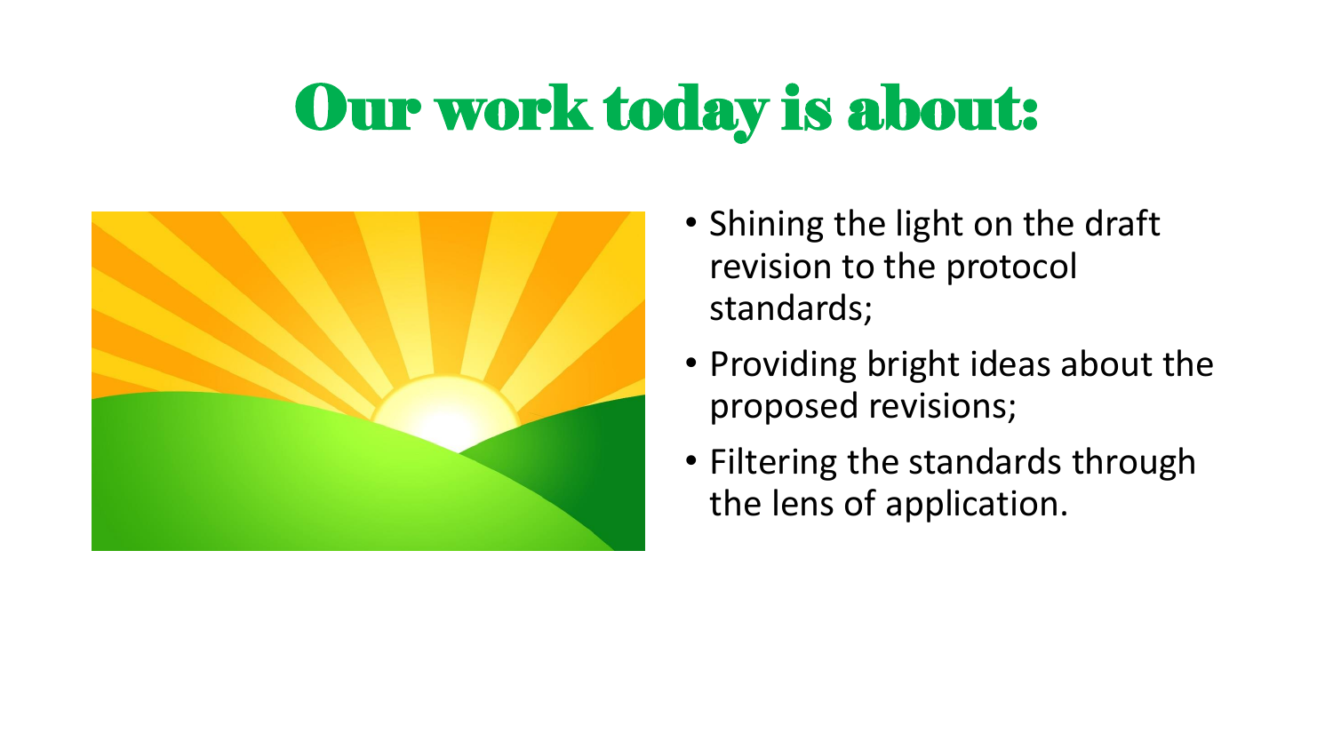# Our work today is about:

- Shining the light on the draft revision to the protocol standards;
- Providing bright ideas about the proposed revisions;
- Filtering the standards through the lens of application.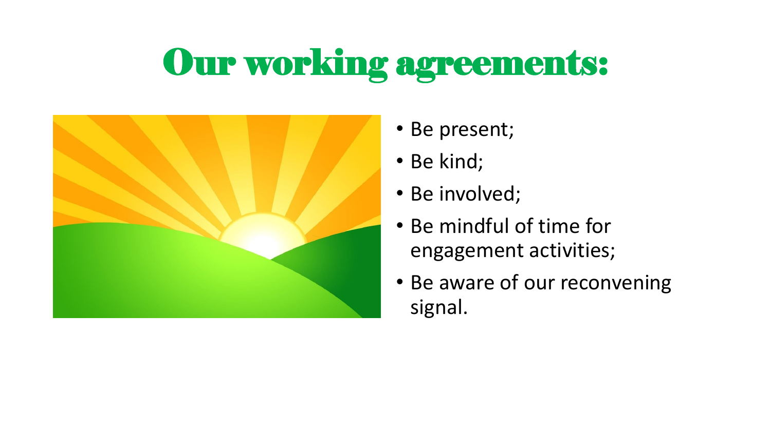# Our working agreements:

- Be present;
- Be kind;
- Be involved;
- Be mindful of time for engagement activities;
- Be aware of our reconvening signal.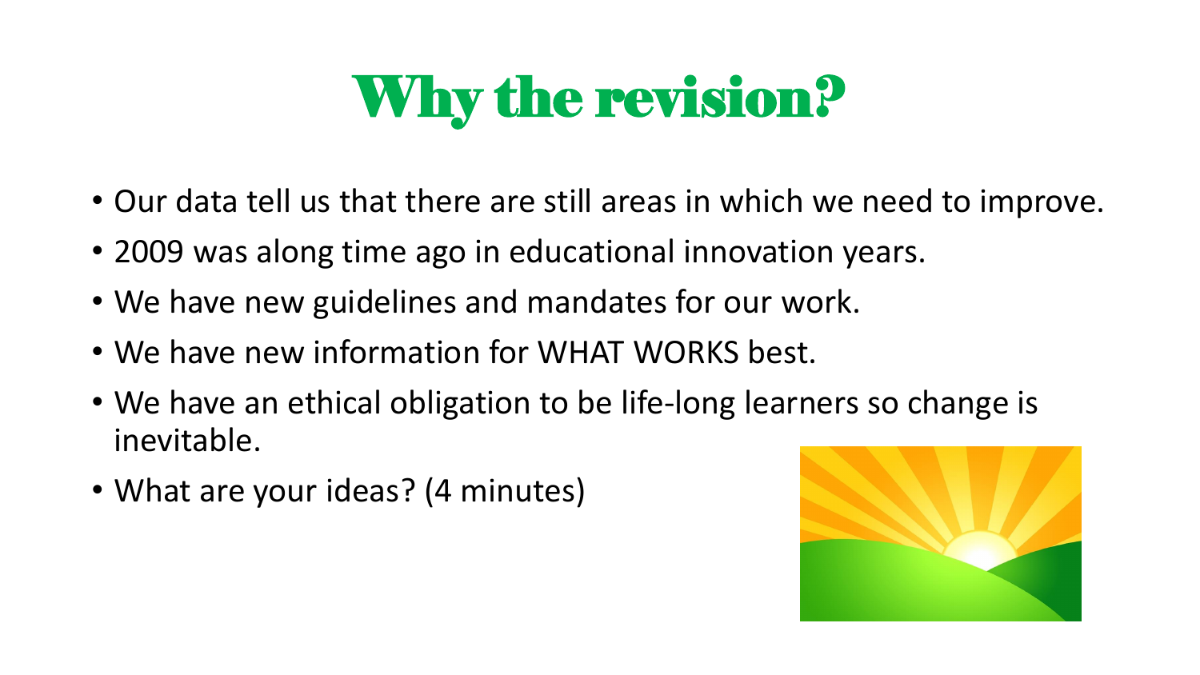# Why the revision?

- Our data tell us that there are still areas in which we need to improve.
- 2009 was along time ago in educational innovation years.
- We have new guidelines and mandates for our work.
- We have new information for WHAT WORKS best.
- We have an ethical obligation to be life-long learners so change is inevitable.
- What are your ideas? (4 minutes)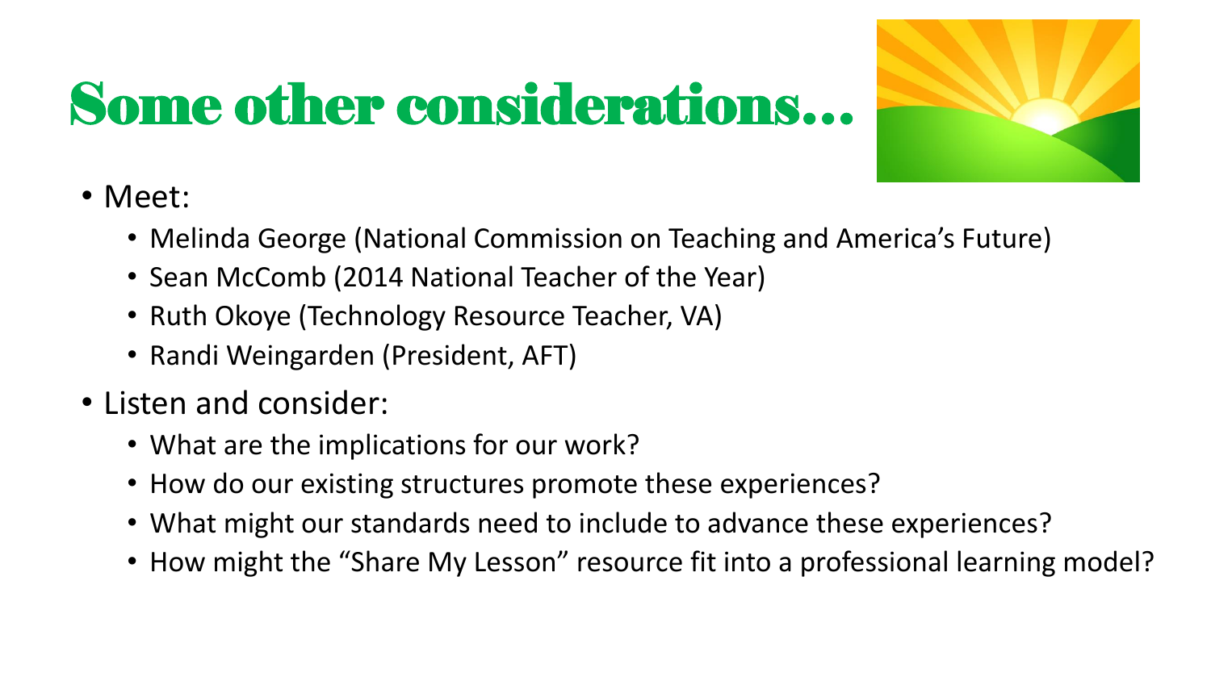# Some other considerations…

- Meet:
  - Melinda George (National Commission on Teaching and America's Future)
  - Sean McComb (2014 National Teacher of the Year)
  - Ruth Okoye (Technology Resource Teacher, VA)
  - Randi Weingarden (President, AFT)
- Listen and consider:
  - What are the implications for our work?
  - How do our existing structures promote these experiences?
  - What might our standards need to include to advance these experiences?
  - How might the "Share My Lesson" resource fit into a professional learning model?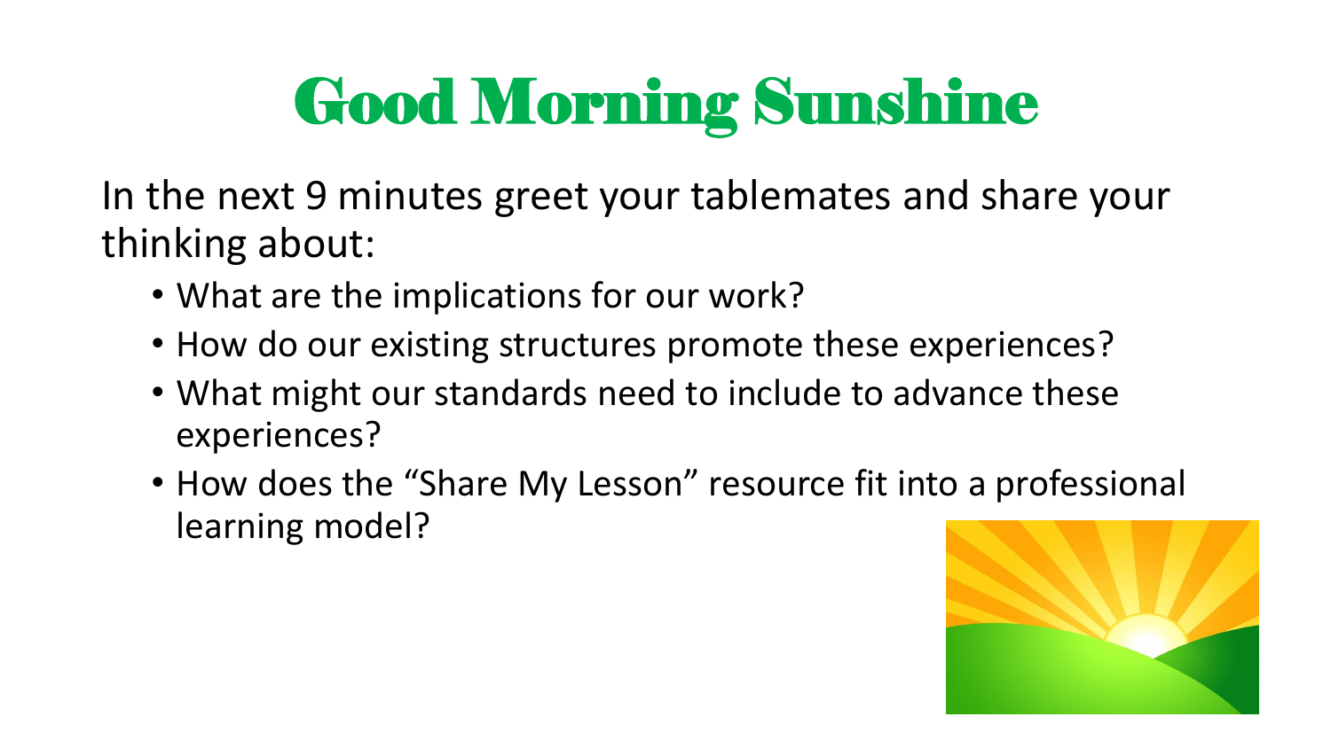# Good Morning Sunshine

In the next 9 minutes greet your tablemates and share your thinking about:

- What are the implications for our work?
- How do our existing structures promote these experiences?
- What might our standards need to include to advance these experiences?
- How does the "Share My Lesson" resource fit into a professional learning model?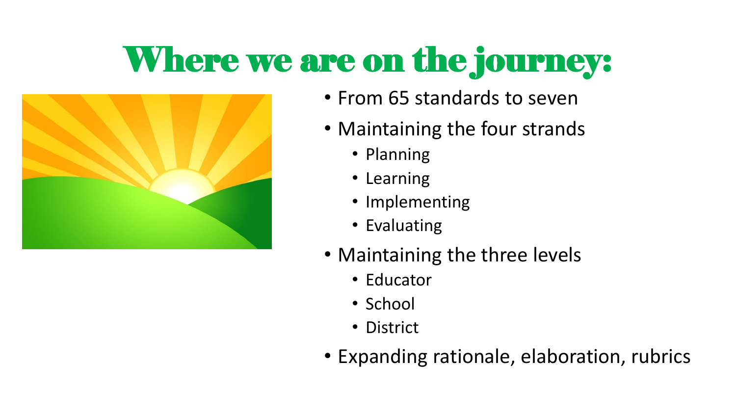# Where we are on the journey:

- From 65 standards to seven
- Maintaining the four strands
  - Planning
  - Learning
  - Implementing
  - Evaluating
- Maintaining the three levels
  - Educator
  - School
  - District
- Expanding rationale, elaboration, rubrics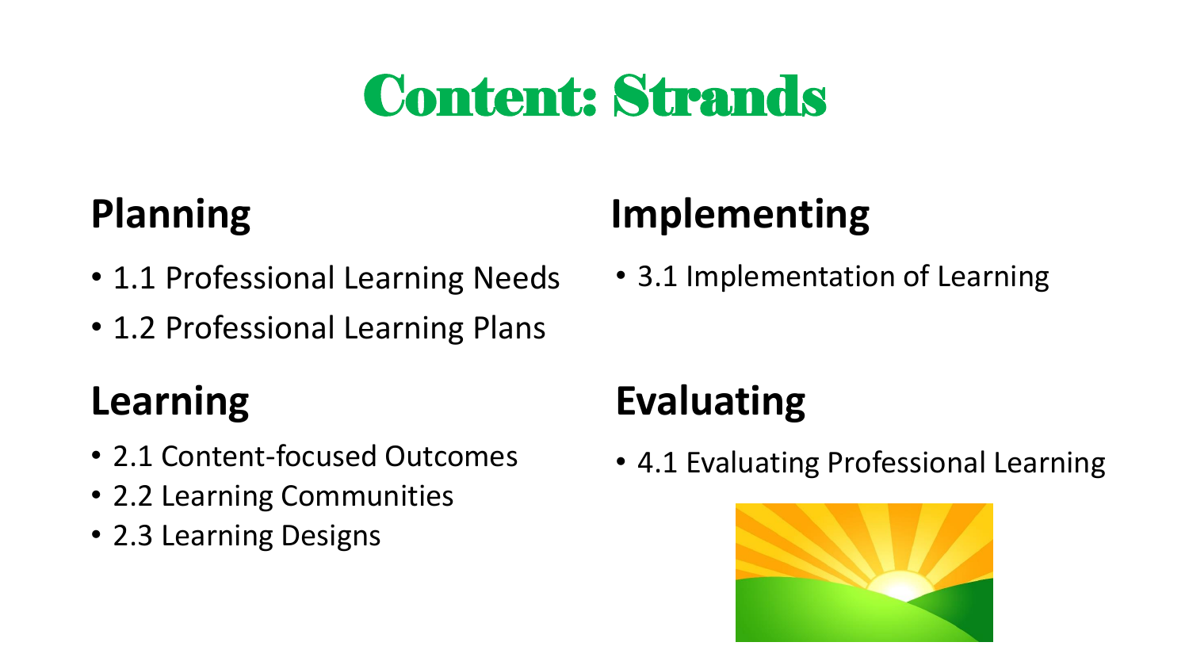# Content: Strands

## Planning

- 1.1 Professional Learning Needs
- 1.2 Professional Learning Plans

## Learning

- 2.1 Content-focused Outcomes
- 2.2 Learning Communities
- 2.3 Learning Designs

## Implementing

- 3.1 Implementation of Learning

## Evaluating

- 4.1 Evaluating Professional Learning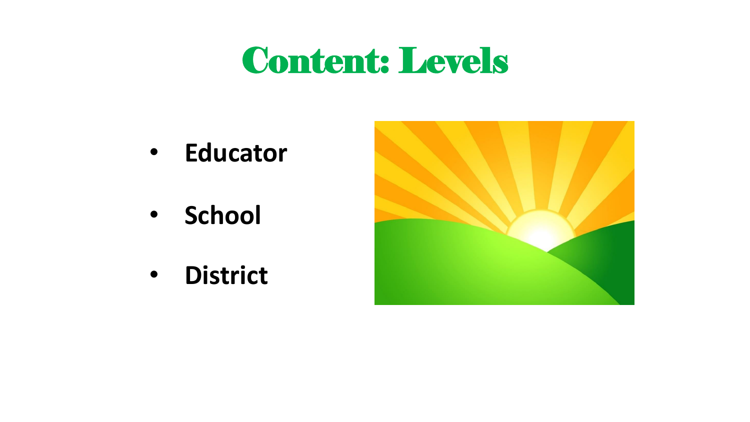# Content: Levels

- **Educator**
- **School**
- **District**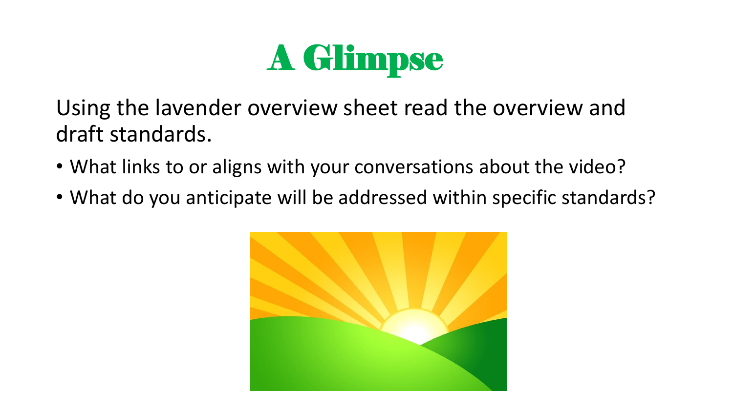# A Glimpse

Using the lavender overview sheet read the overview and draft standards.

- What links to or aligns with your conversations about the video?
- What do you anticipate will be addressed within specific standards?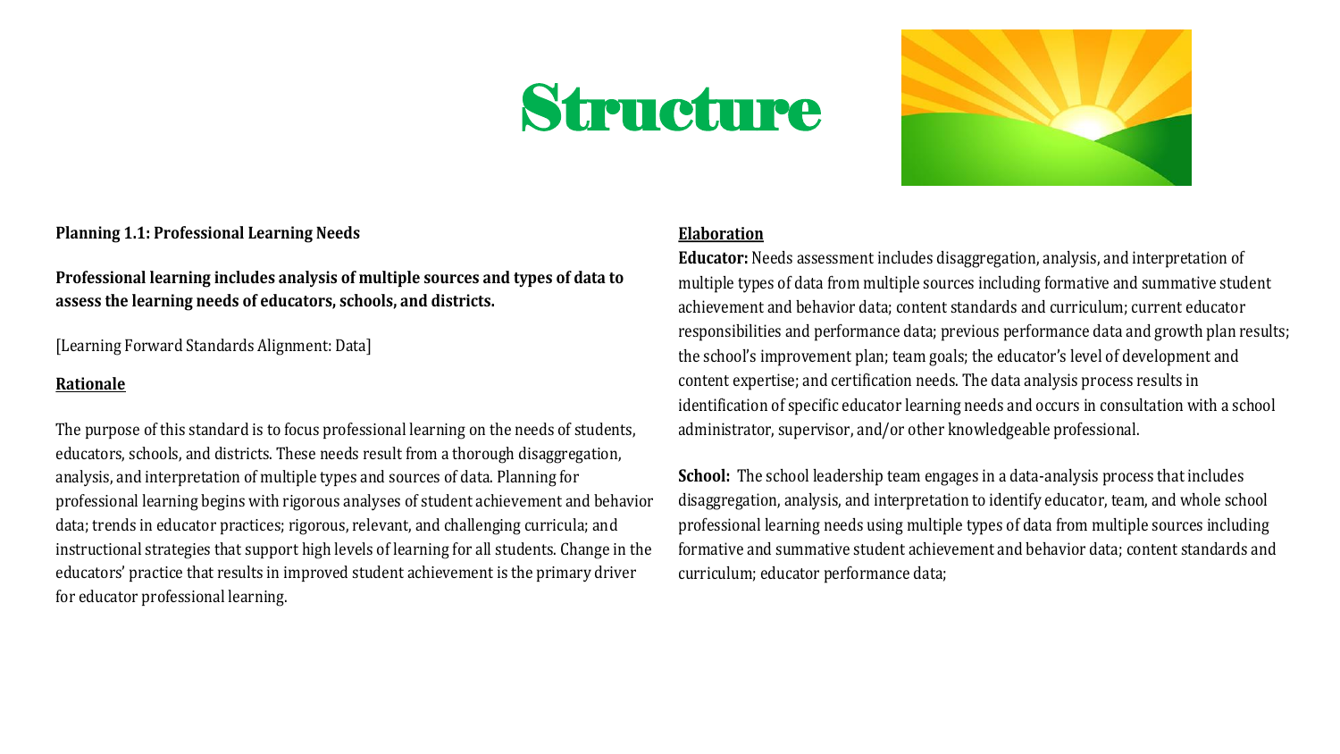# Structure

**Planning 1.1: Professional Learning Needs**

**Professional learning includes analysis of multiple sources and types of data to assess the learning needs of educators, schools, and districts.**

[Learning Forward Standards Alignment: Data]

**Rationale**

The purpose of this standard is to focus professional learning on the needs of students, educators, schools, and districts. These needs result from a thorough disaggregation, analysis, and interpretation of multiple types and sources of data. Planning for professional learning begins with rigorous analyses of student achievement and behavior data; trends in educator practices; rigorous, relevant, and challenging curricula; and instructional strategies that support high levels of learning for all students. Change in the educators' practice that results in improved student achievement is the primary driver for educator professional learning.

**Elaboration**

**Educator:** Needs assessment includes disaggregation, analysis, and interpretation of multiple types of data from multiple sources including formative and summative student achievement and behavior data; content standards and curriculum; current educator responsibilities and performance data; previous performance data and growth plan results; the school's improvement plan; team goals; the educator's level of development and content expertise; and certification needs. The data analysis process results in identification of specific educator learning needs and occurs in consultation with a school administrator, supervisor, and/or other knowledgeable professional.

**School:** The school leadership team engages in a data-analysis process that includes disaggregation, analysis, and interpretation to identify educator, team, and whole school professional learning needs using multiple types of data from multiple sources including formative and summative student achievement and behavior data; content standards and curriculum; educator performance data;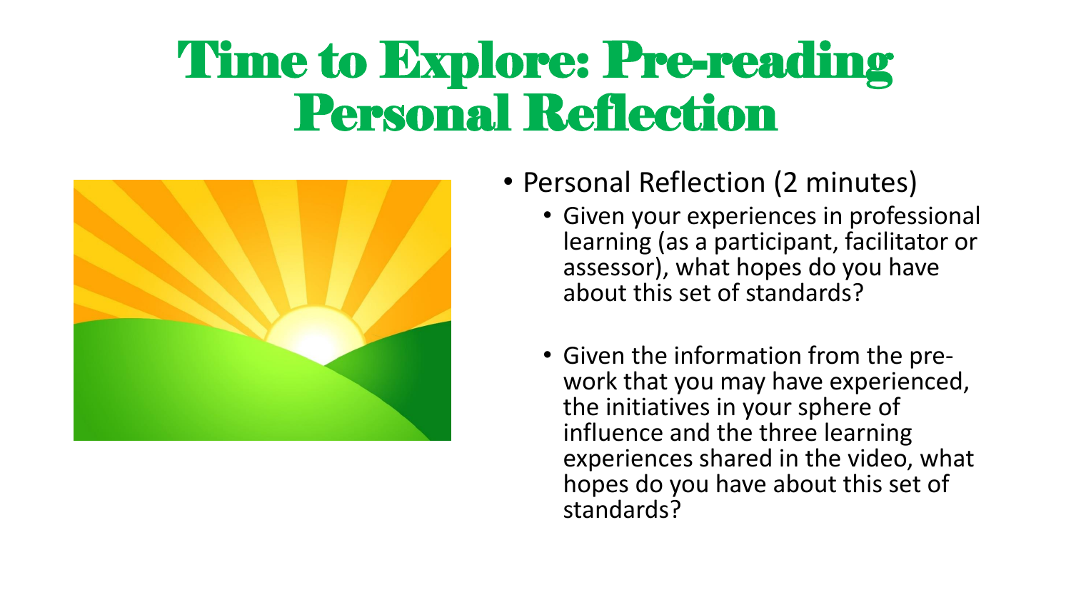# Time to Explore: Pre-reading Personal Reflection

- Personal Reflection (2 minutes)
  - Given your experiences in professional learning (as a participant, facilitator or assessor), what hopes do you have about this set of standards?
  - Given the information from the pre-work that you may have experienced, the initiatives in your sphere of influence and the three learning experiences shared in the video, what hopes do you have about this set of standards?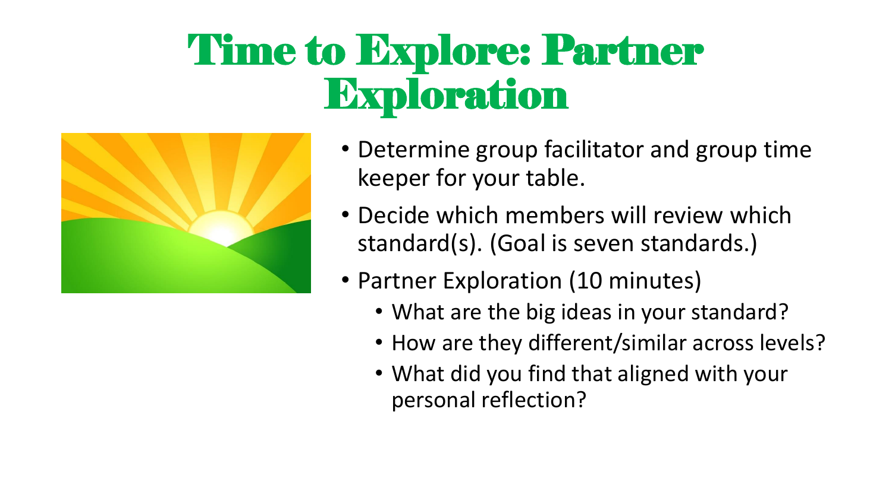# Time to Explore: Partner Exploration

- Determine group facilitator and group time keeper for your table.
- Decide which members will review which standard(s). (Goal is seven standards.)
- Partner Exploration (10 minutes)
  - What are the big ideas in your standard?
  - How are they different/similar across levels?
  - What did you find that aligned with your personal reflection?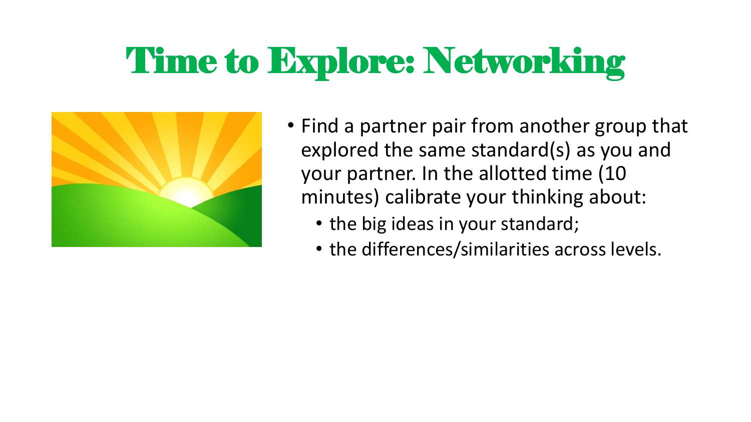# Time to Explore: Networking

- Find a partner pair from another group that explored the same standard(s) as you and your partner. In the allotted time (10 minutes) calibrate your thinking about:
  - the big ideas in your standard;
  - the differences/similarities across levels.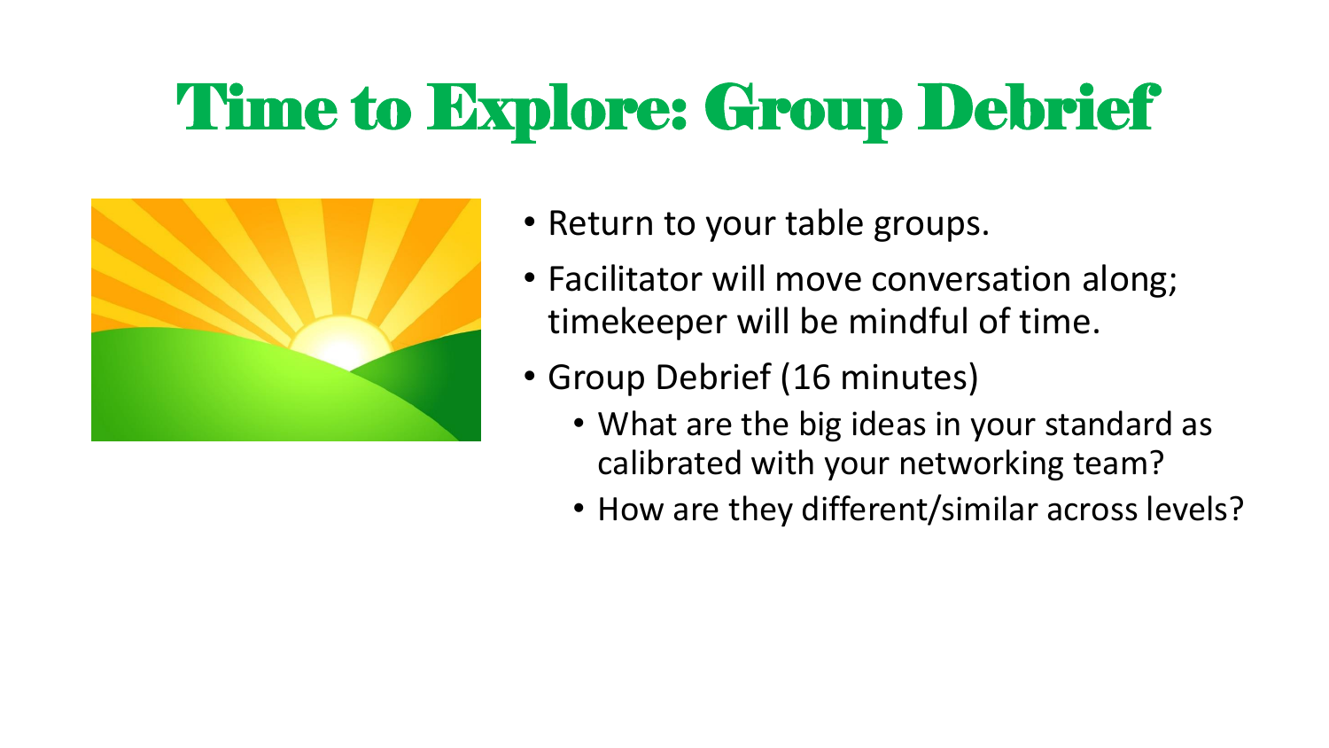# Time to Explore: Group Debrief

- Return to your table groups.
- Facilitator will move conversation along; timekeeper will be mindful of time.
- Group Debrief (16 minutes)
  - What are the big ideas in your standard as calibrated with your networking team?
  - How are they different/similar across levels?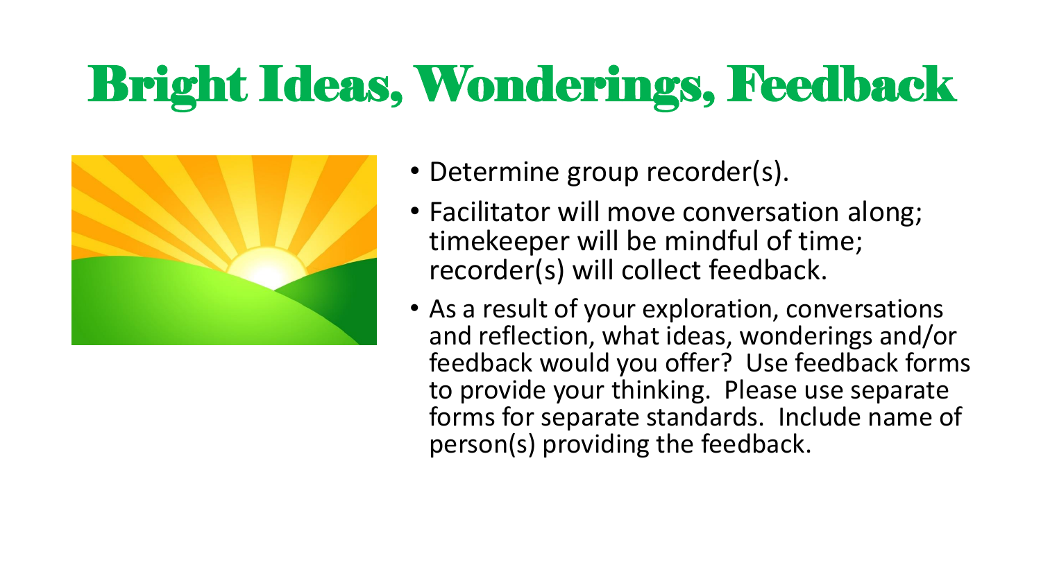# Bright Ideas, Wonderings, Feedback

- Determine group recorder(s).
- Facilitator will move conversation along; timekeeper will be mindful of time; recorder(s) will collect feedback.
- As a result of your exploration, conversations and reflection, what ideas, wonderings and/or feedback would you offer? Use feedback forms to provide your thinking. Please use separate forms for separate standards. Include name of person(s) providing the feedback.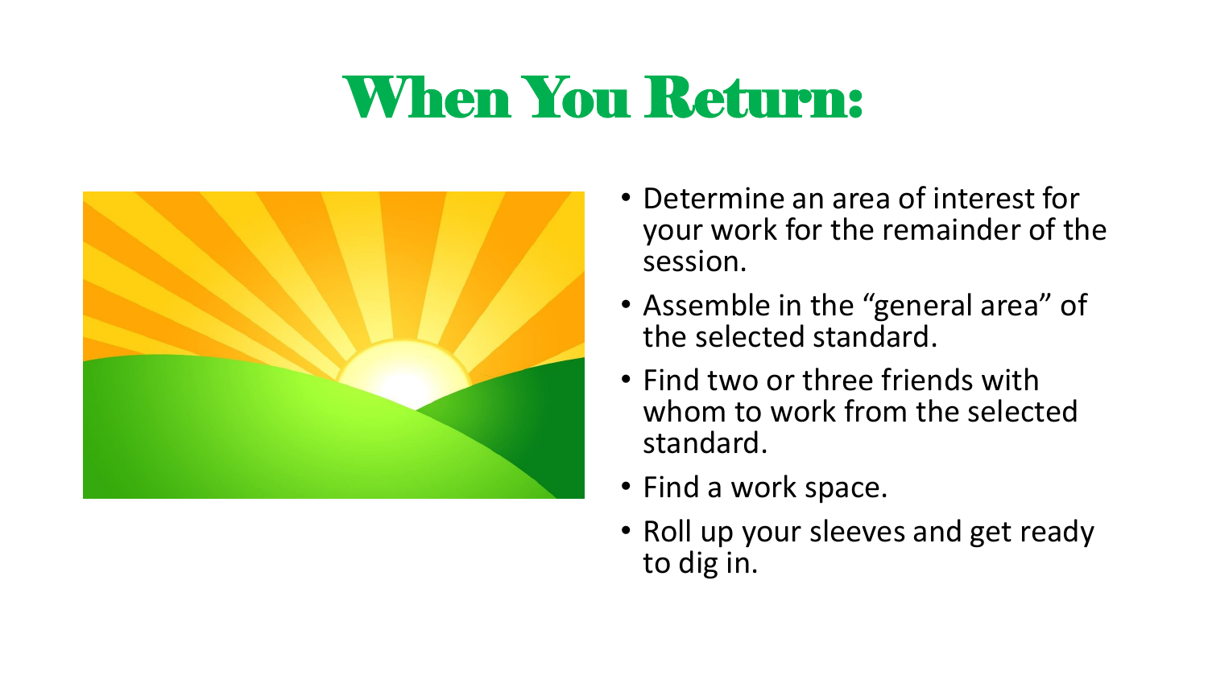# When You Return:

- Determine an area of interest for your work for the remainder of the session.
- Assemble in the "general area" of the selected standard.
- Find two or three friends with whom to work from the selected standard.
- Find a work space.
- Roll up your sleeves and get ready to dig in.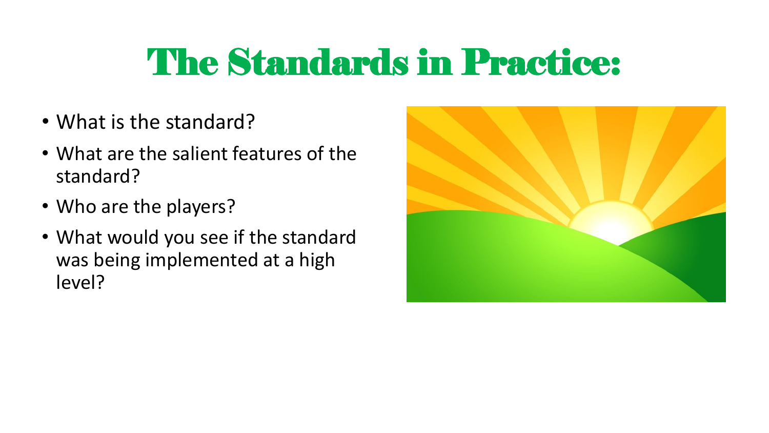# The Standards in Practice:

- What is the standard?
- What are the salient features of the standard?
- Who are the players?
- What would you see if the standard was being implemented at a high level?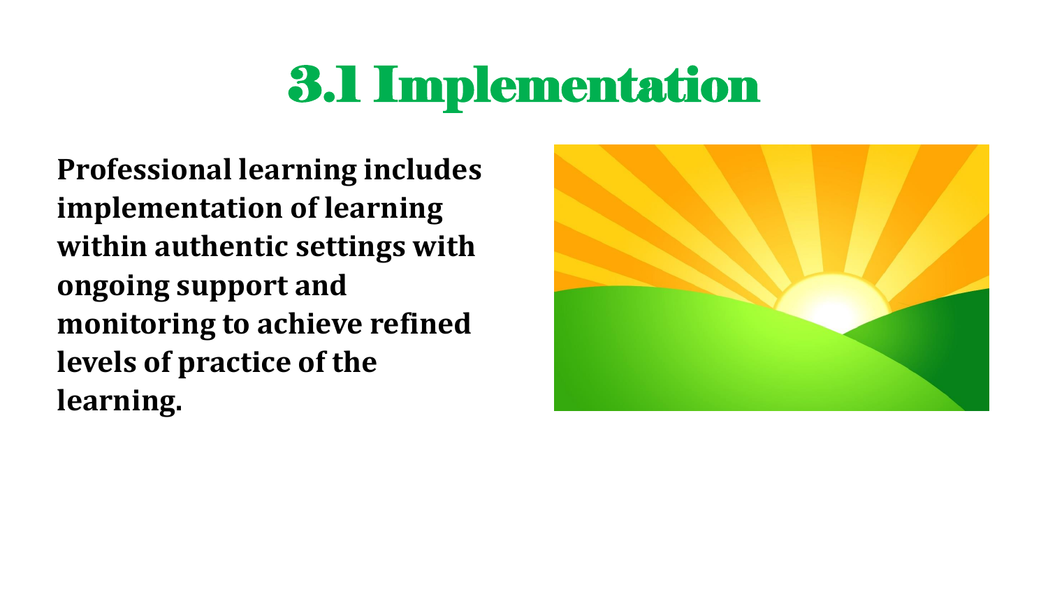# 3.1 Implementation

**Professional learning includes implementation of learning within authentic settings with ongoing support and monitoring to achieve refined levels of practice of the learning.**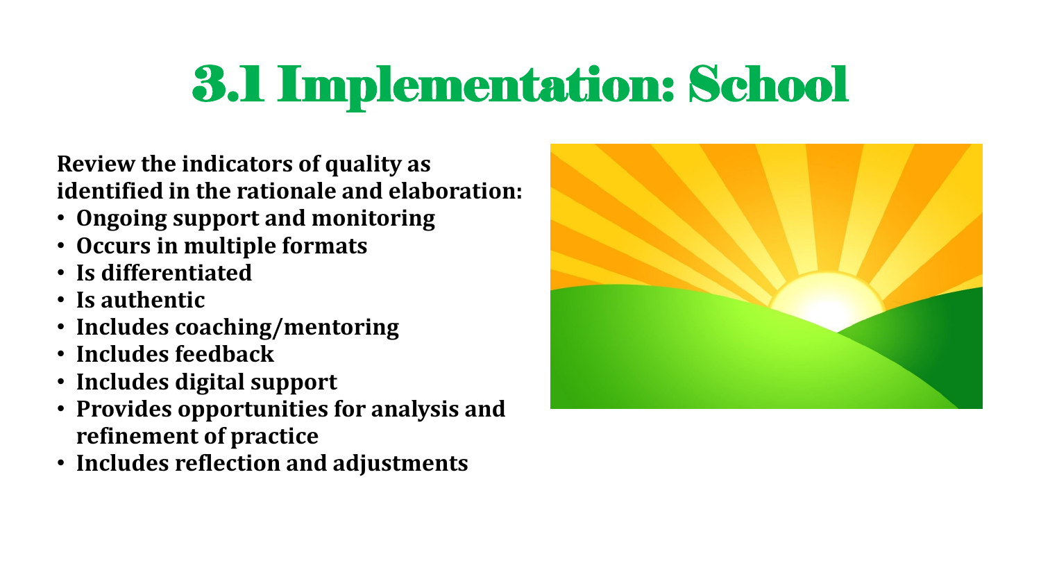# 3.1 Implementation: School

**Review the indicators of quality as identified in the rationale and elaboration:**

- **Ongoing support and monitoring**
- **Occurs in multiple formats**
- **Is differentiated**
- **Is authentic**
- **Includes coaching/mentoring**
- **Includes feedback**
- **Includes digital support**
- **Provides opportunities for analysis and refinement of practice**
- **Includes reflection and adjustments**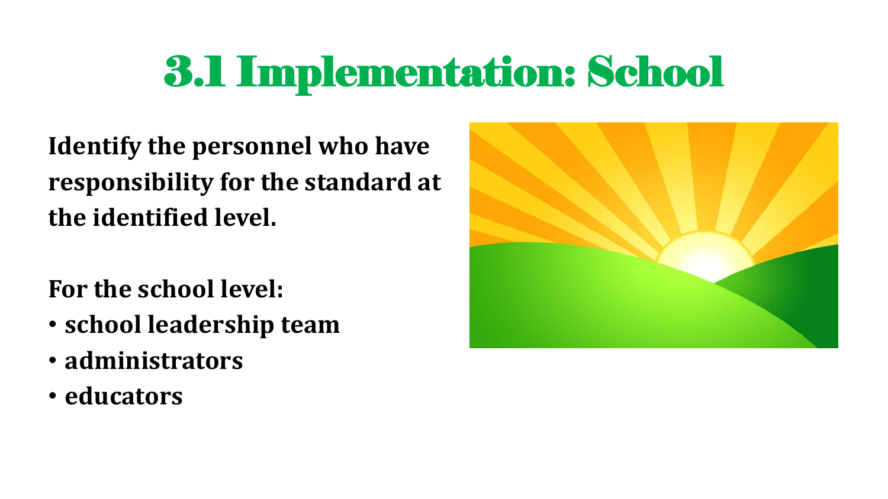# 3.1 Implementation: School

**Identify the personnel who have responsibility for the standard at the identified level.**

**For the school level:**

- **school leadership team**
- **administrators**
- **educators**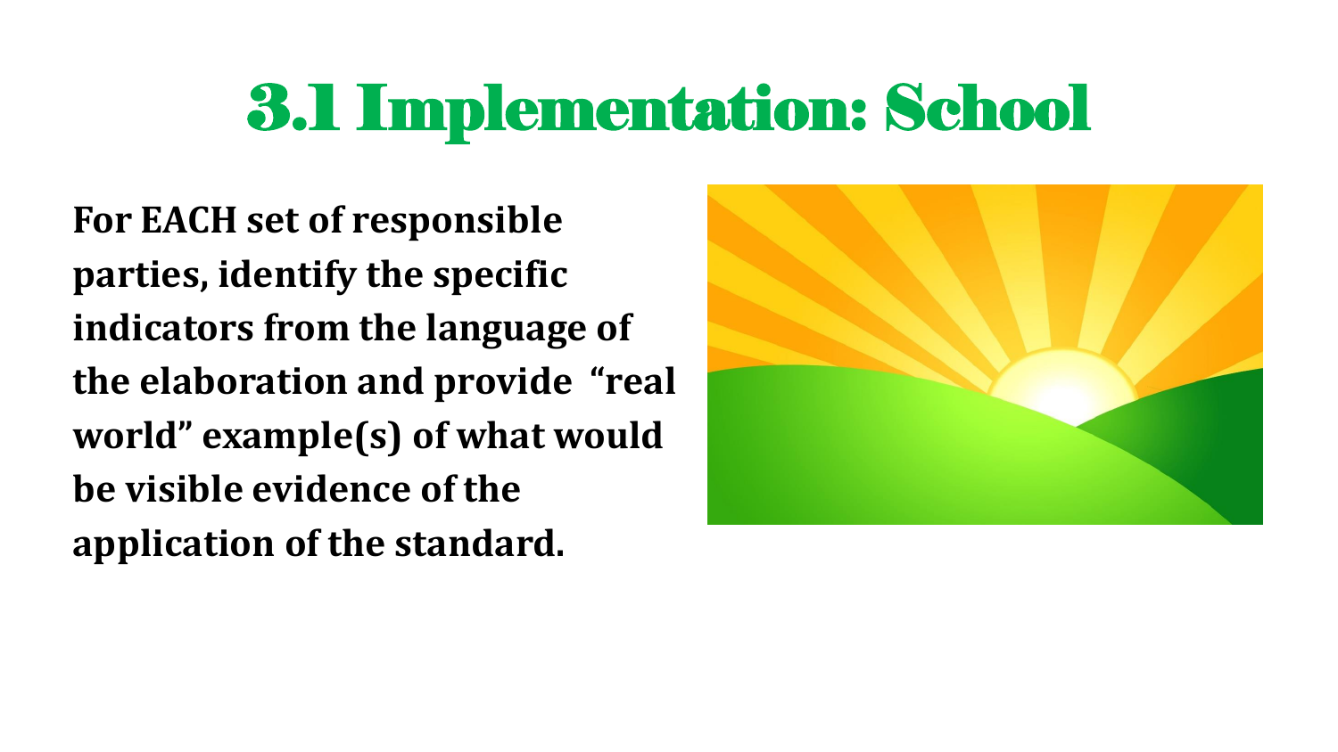# 3.1 Implementation: School

**For EACH set of responsible parties, identify the specific indicators from the language of the elaboration and provide "real world" example(s) of what would be visible evidence of the application of the standard.**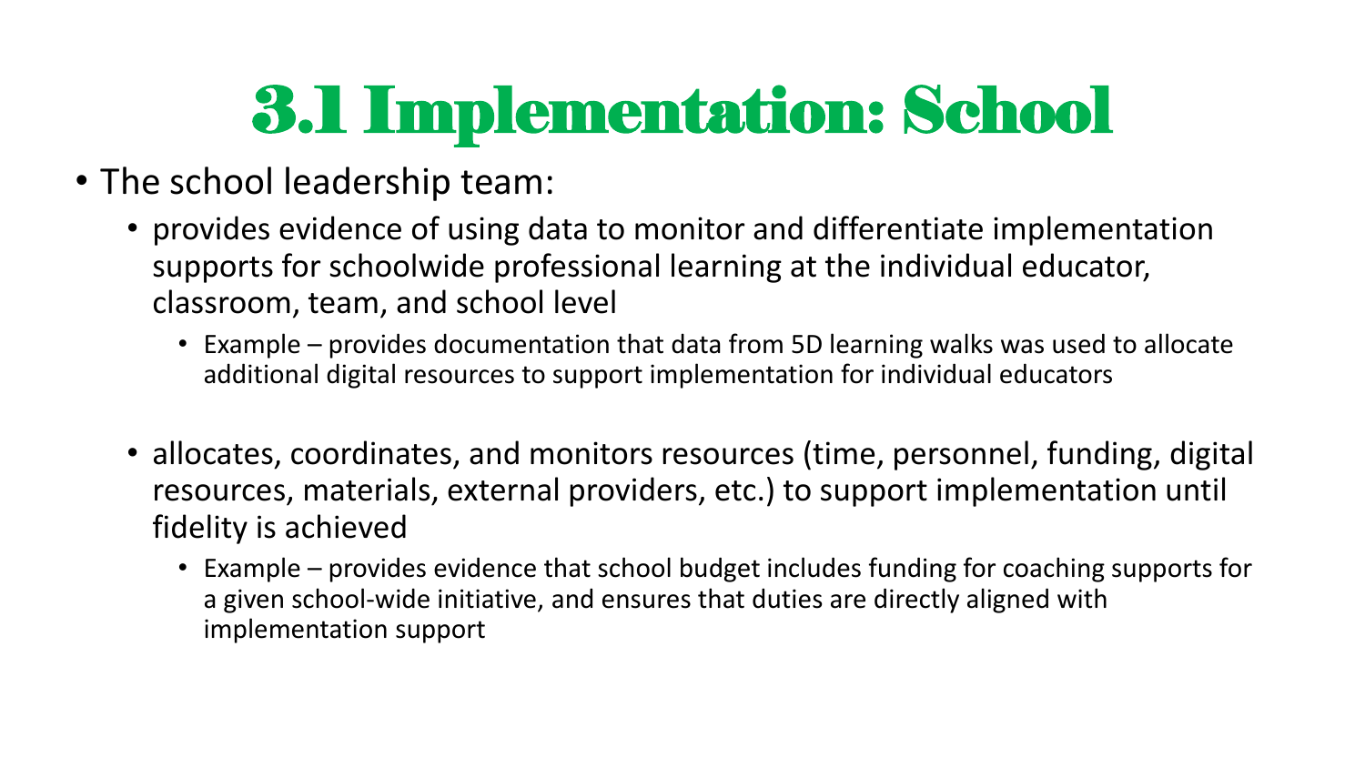# 3.1 Implementation: School

- The school leadership team:
  - provides evidence of using data to monitor and differentiate implementation supports for schoolwide professional learning at the individual educator, classroom, team, and school level
    - Example – provides documentation that data from 5D learning walks was used to allocate additional digital resources to support implementation for individual educators
  - allocates, coordinates, and monitors resources (time, personnel, funding, digital resources, materials, external providers, etc.) to support implementation until fidelity is achieved
    - Example – provides evidence that school budget includes funding for coaching supports for a given school-wide initiative, and ensures that duties are directly aligned with implementation support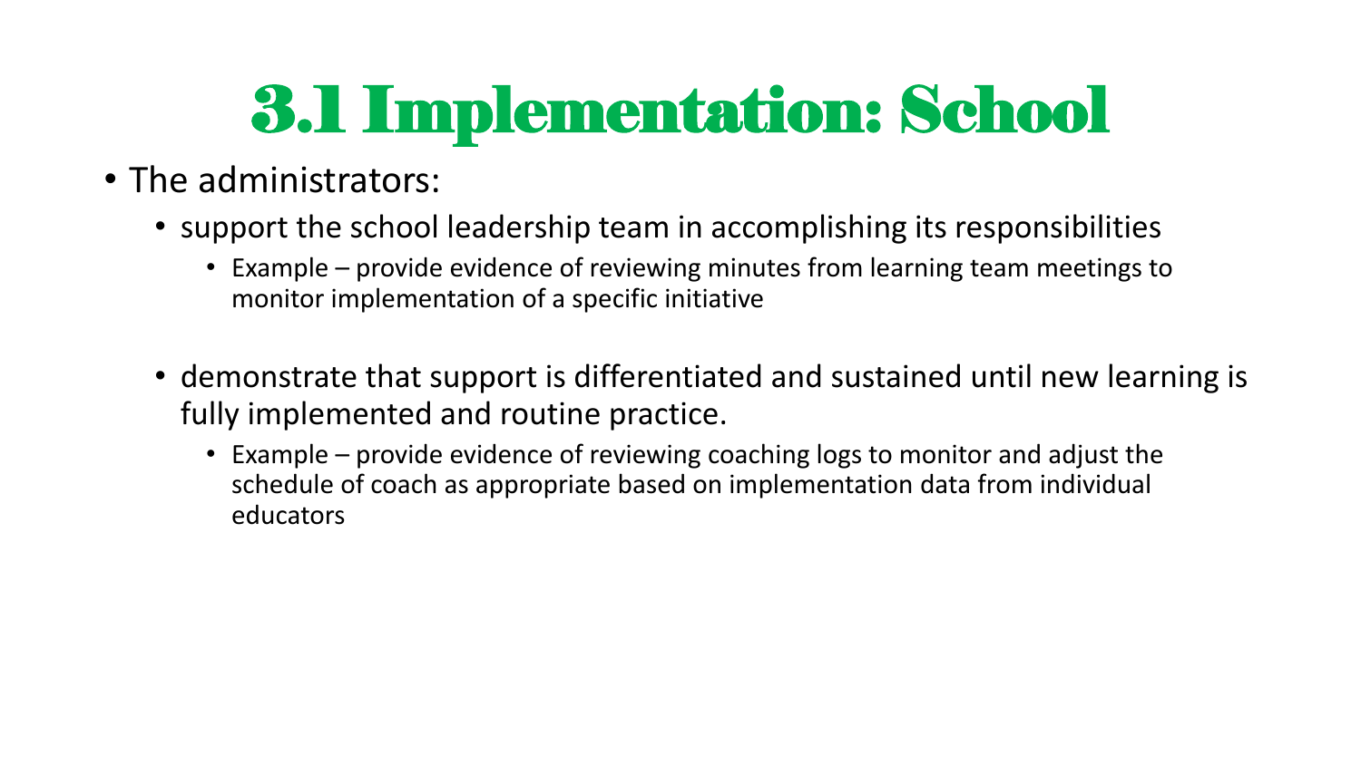# 3.1 Implementation: School

- The administrators:
  - support the school leadership team in accomplishing its responsibilities
    - Example – provide evidence of reviewing minutes from learning team meetings to monitor implementation of a specific initiative
  - demonstrate that support is differentiated and sustained until new learning is fully implemented and routine practice.
    - Example – provide evidence of reviewing coaching logs to monitor and adjust the schedule of coach as appropriate based on implementation data from individual educators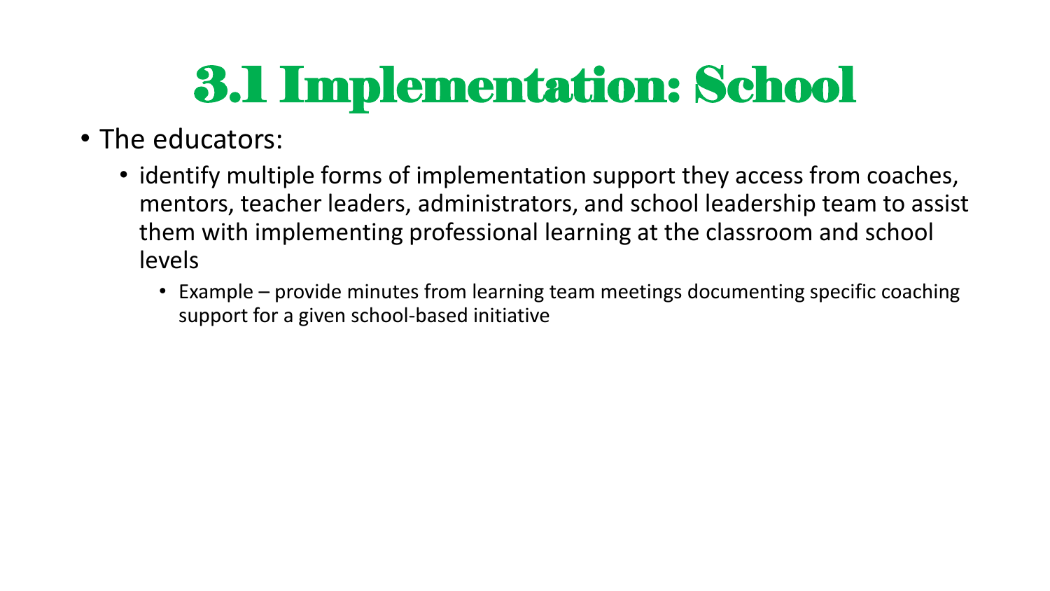# 3.1 Implementation: School

- The educators:
  - identify multiple forms of implementation support they access from coaches, mentors, teacher leaders, administrators, and school leadership team to assist them with implementing professional learning at the classroom and school levels
    - Example – provide minutes from learning team meetings documenting specific coaching support for a given school-based initiative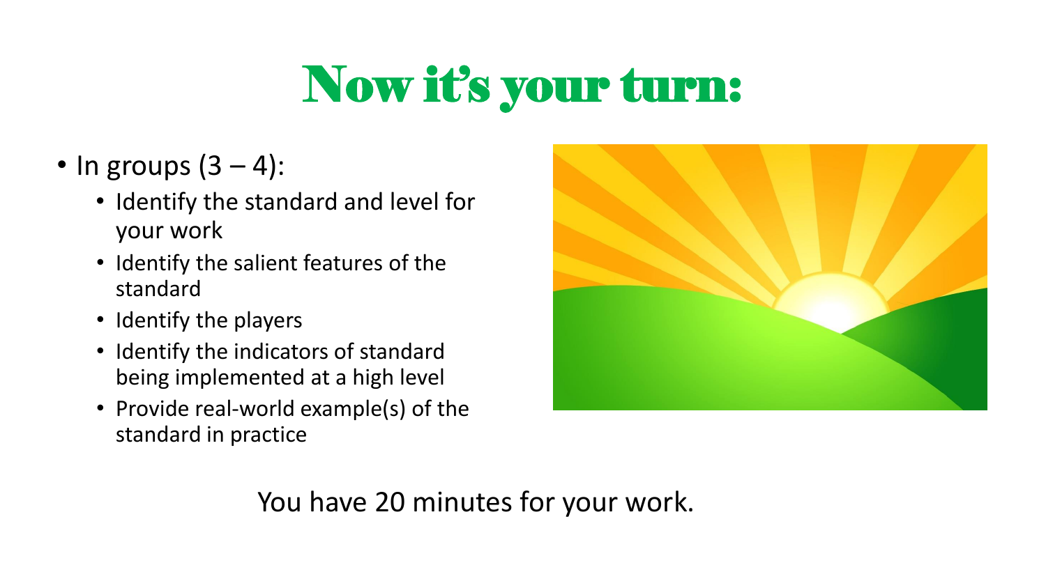# Now it's your turn:

- In groups (3 – 4):
  - Identify the standard and level for your work
  - Identify the salient features of the standard
  - Identify the players
  - Identify the indicators of standard being implemented at a high level
  - Provide real-world example(s) of the standard in practice

You have 20 minutes for your work.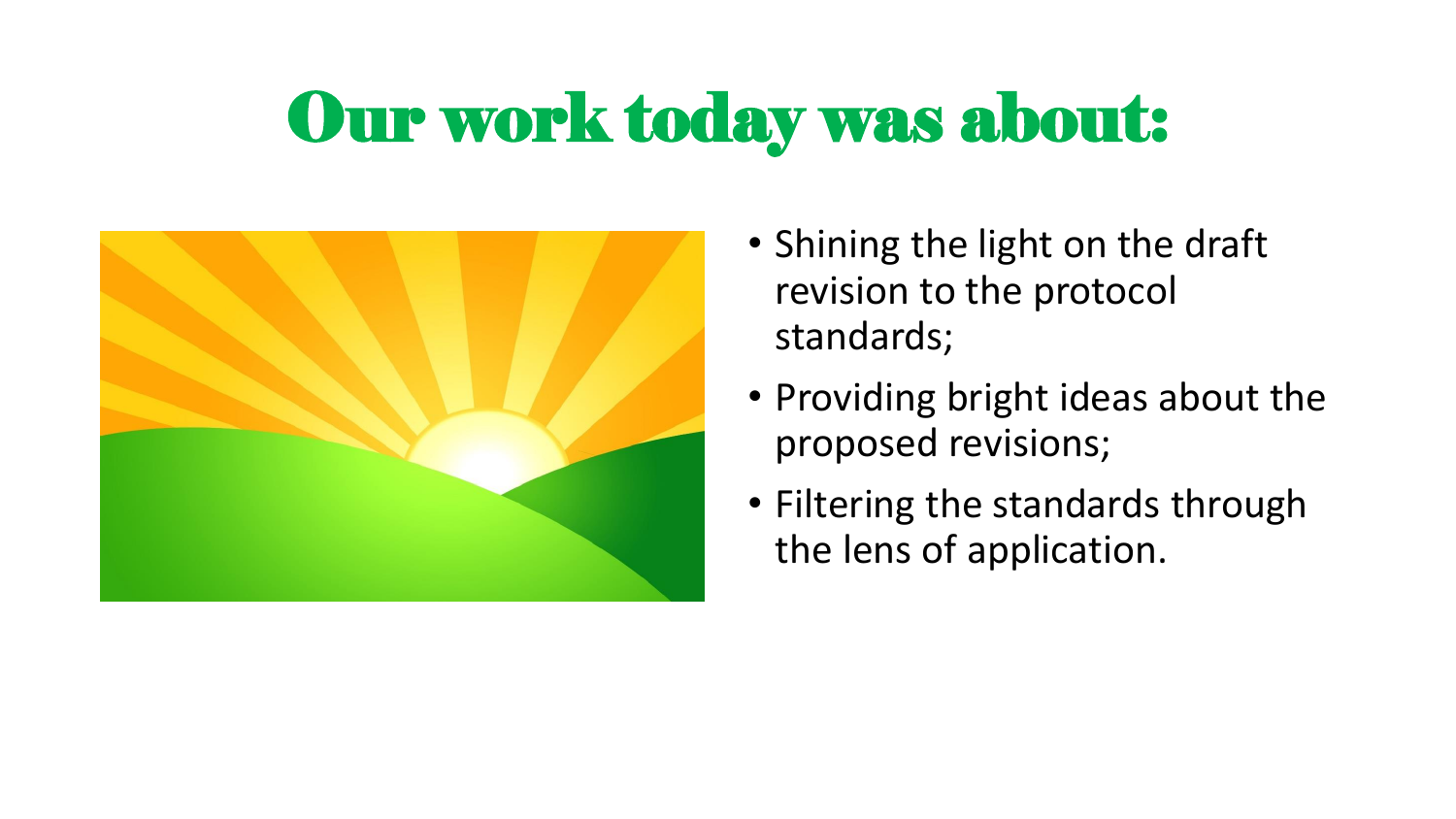# Our work today was about:

- Shining the light on the draft revision to the protocol standards;
- Providing bright ideas about the proposed revisions;
- Filtering the standards through the lens of application.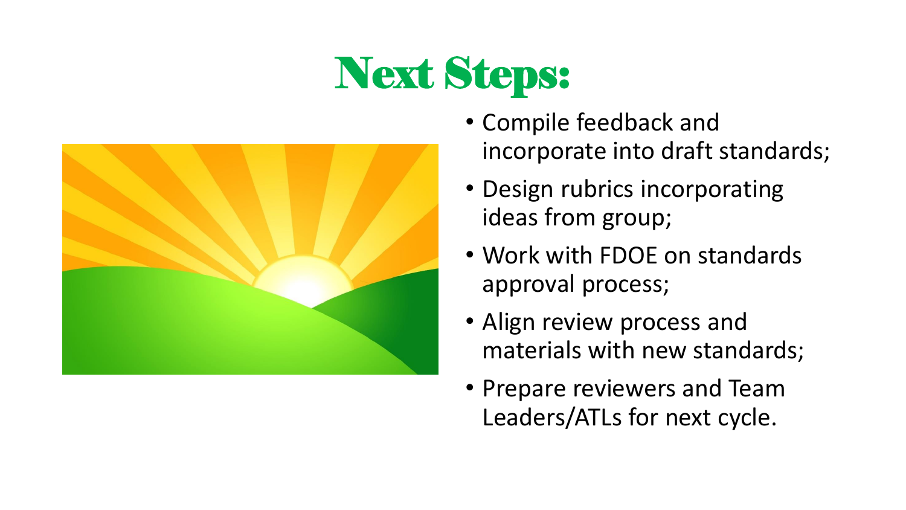# Next Steps:

- Compile feedback and incorporate into draft standards;
- Design rubrics incorporating ideas from group;
- Work with FDOE on standards approval process;
- Align review process and materials with new standards;
- Prepare reviewers and Team Leaders/ATLs for next cycle.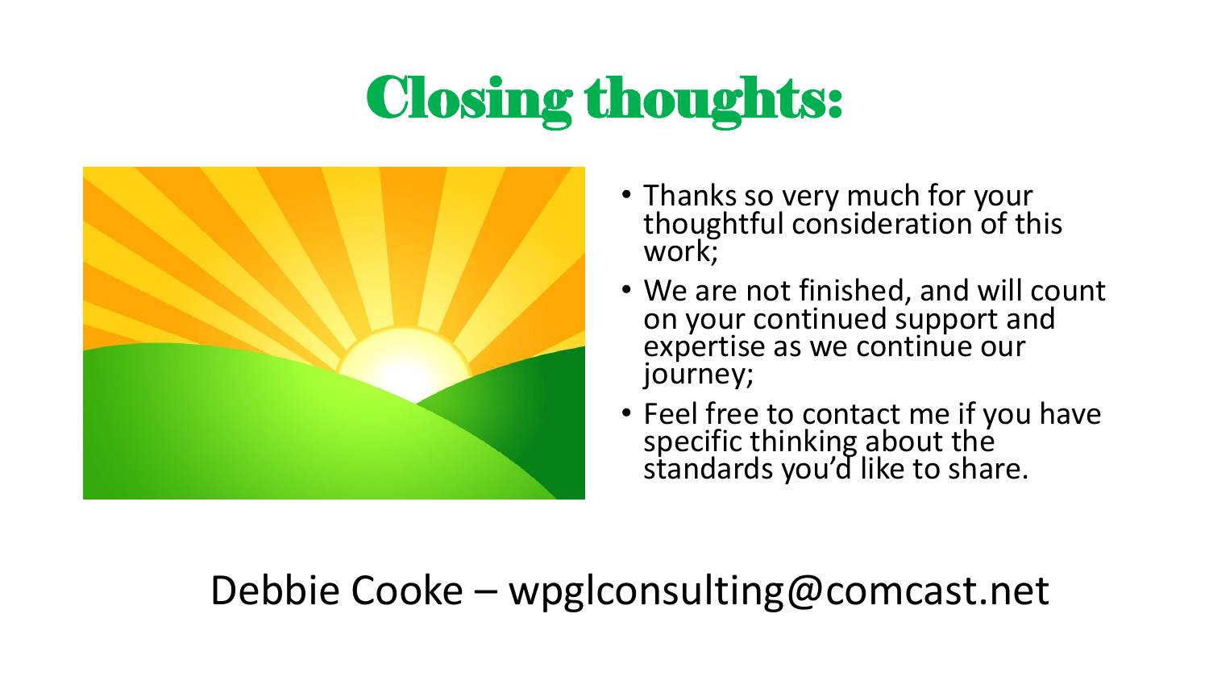# Closing thoughts:

- Thanks so very much for your thoughtful consideration of this work;
- We are not finished, and will count on your continued support and expertise as we continue our journey;
- Feel free to contact me if you have specific thinking about the standards you'd like to share.

Debbie Cooke – wpglconsulting@comcast.net